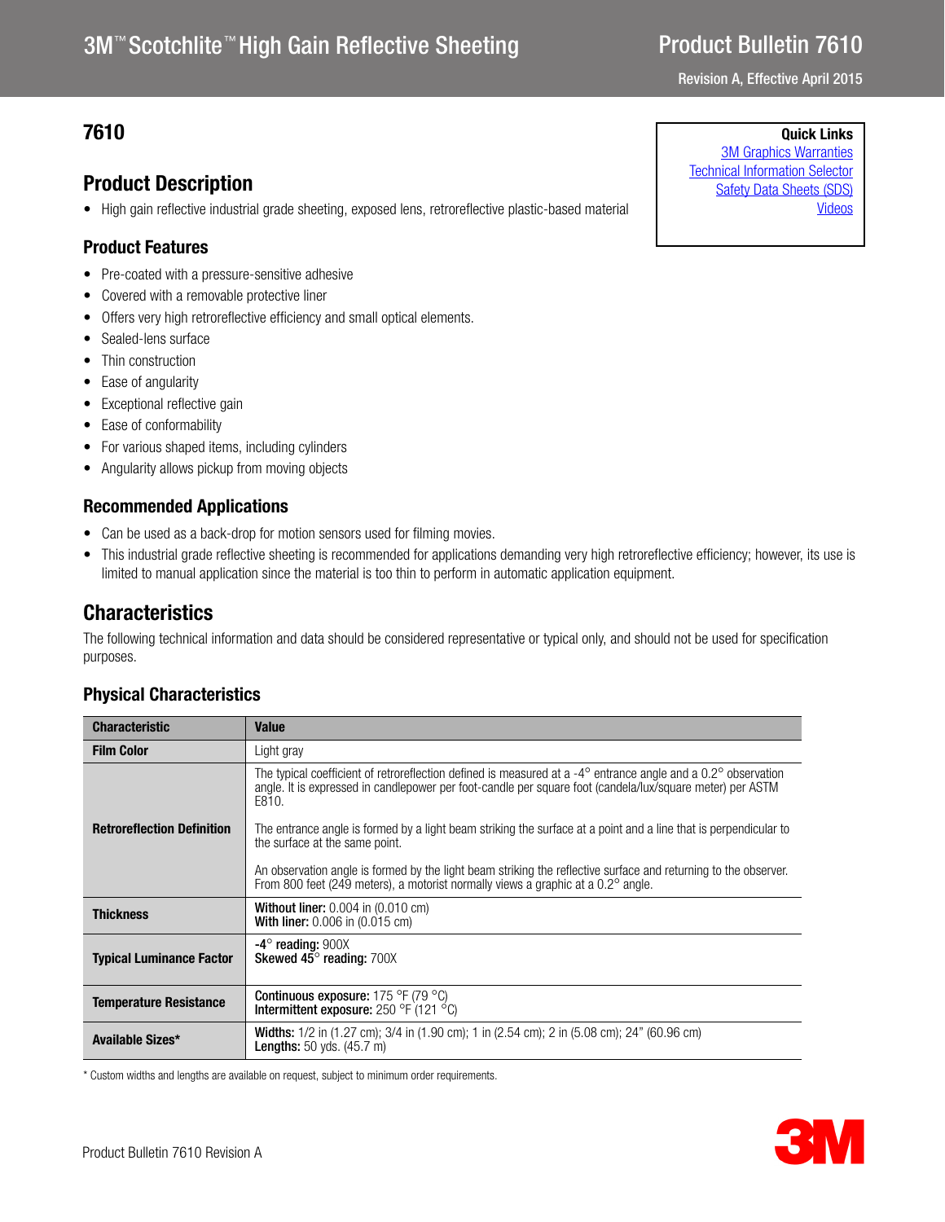# 3M™ Scotchlite™ High Gain Reflective Sheeting

# Product Bulletin 7610

Revision A, Effective April 2015

**Quick Links**
3M Graphics Warranties
Technical Information Selector
Safety Data Sheets (SDS)
Videos

## 7610

## Product Description

- High gain reflective industrial grade sheeting, exposed lens, retroreflective plastic-based material

### Product Features

- Pre-coated with a pressure-sensitive adhesive
- Covered with a removable protective liner
- Offers very high retroreflective efficiency and small optical elements.
- Sealed-lens surface
- Thin construction
- Ease of angularity
- Exceptional reflective gain
- Ease of conformability
- For various shaped items, including cylinders
- Angularity allows pickup from moving objects

### Recommended Applications

- Can be used as a back-drop for motion sensors used for filming movies.
- This industrial grade reflective sheeting is recommended for applications demanding very high retroreflective efficiency; however, its use is limited to manual application since the material is too thin to perform in automatic application equipment.

## Characteristics

The following technical information and data should be considered representative or typical only, and should not be used for specification purposes.

### Physical Characteristics

| Characteristic | Value |
|---|---|
| **Film Color** | Light gray |
| **Retroreflection Definition** | The typical coefficient of retroreflection defined is measured at a -4° entrance angle and a 0.2° observation angle. It is expressed in candlepower per foot-candle per square foot (candela/lux/square meter) per ASTM E810.<br><br>The entrance angle is formed by a light beam striking the surface at a point and a line that is perpendicular to the surface at the same point.<br><br>An observation angle is formed by the light beam striking the reflective surface and returning to the observer. From 800 feet (249 meters), a motorist normally views a graphic at a 0.2° angle. |
| **Thickness** | **Without liner:** 0.004 in (0.010 cm)<br>**With liner:** 0.006 in (0.015 cm) |
| **Typical Luminance Factor** | **-4° reading:** 900X<br>**Skewed 45° reading:** 700X |
| **Temperature Resistance** | **Continuous exposure:** 175 °F (79 °C)<br>**Intermittent exposure:** 250 °F (121 °C) |
| **Available Sizes*** | **Widths:** 1/2 in (1.27 cm); 3/4 in (1.90 cm); 1 in (2.54 cm); 2 in (5.08 cm); 24" (60.96 cm)<br>**Lengths:** 50 yds. (45.7 m) |

* Custom widths and lengths are available on request, subject to minimum order requirements.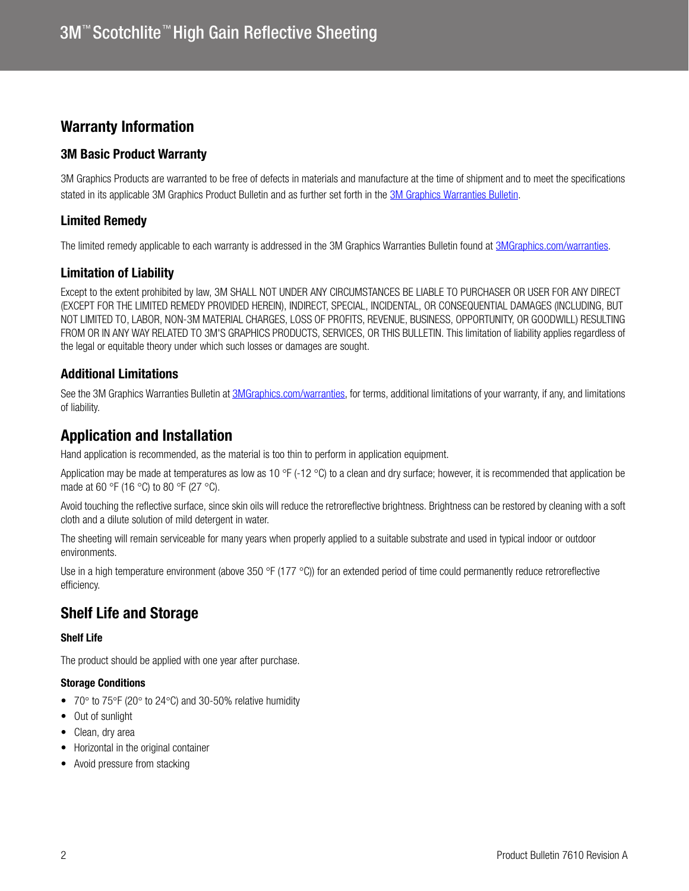## Warranty Information

### 3M Basic Product Warranty

3M Graphics Products are warranted to be free of defects in materials and manufacture at the time of shipment and to meet the specifications stated in its applicable 3M Graphics Product Bulletin and as further set forth in the [3M Graphics Warranties Bulletin](3MGraphics.com/warranties).

### Limited Remedy

The limited remedy applicable to each warranty is addressed in the 3M Graphics Warranties Bulletin found at [3MGraphics.com/warranties](3MGraphics.com/warranties).

### Limitation of Liability

Except to the extent prohibited by law, 3M SHALL NOT UNDER ANY CIRCUMSTANCES BE LIABLE TO PURCHASER OR USER FOR ANY DIRECT (EXCEPT FOR THE LIMITED REMEDY PROVIDED HEREIN), INDIRECT, SPECIAL, INCIDENTAL, OR CONSEQUENTIAL DAMAGES (INCLUDING, BUT NOT LIMITED TO, LABOR, NON-3M MATERIAL CHARGES, LOSS OF PROFITS, REVENUE, BUSINESS, OPPORTUNITY, OR GOODWILL) RESULTING FROM OR IN ANY WAY RELATED TO 3M'S GRAPHICS PRODUCTS, SERVICES, OR THIS BULLETIN. This limitation of liability applies regardless of the legal or equitable theory under which such losses or damages are sought.

### Additional Limitations

See the 3M Graphics Warranties Bulletin at [3MGraphics.com/warranties](3MGraphics.com/warranties), for terms, additional limitations of your warranty, if any, and limitations of liability.

## Application and Installation

Hand application is recommended, as the material is too thin to perform in application equipment.

Application may be made at temperatures as low as 10 °F (-12 °C) to a clean and dry surface; however, it is recommended that application be made at 60 °F (16 °C) to 80 °F (27 °C).

Avoid touching the reflective surface, since skin oils will reduce the retroreflective brightness. Brightness can be restored by cleaning with a soft cloth and a dilute solution of mild detergent in water.

The sheeting will remain serviceable for many years when properly applied to a suitable substrate and used in typical indoor or outdoor environments.

Use in a high temperature environment (above 350 °F (177 °C)) for an extended period of time could permanently reduce retroreflective efficiency.

## Shelf Life and Storage

#### Shelf Life

The product should be applied with one year after purchase.

#### Storage Conditions

- 70° to 75°F (20° to 24°C) and 30-50% relative humidity
- Out of sunlight
- Clean, dry area
- Horizontal in the original container
- Avoid pressure from stacking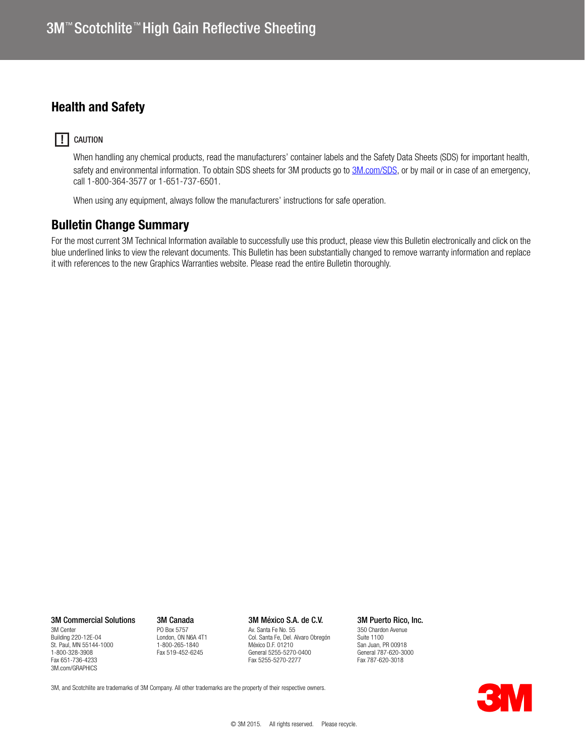## Health and Safety

**CAUTION**

When handling any chemical products, read the manufacturers' container labels and the Safety Data Sheets (SDS) for important health, safety and environmental information. To obtain SDS sheets for 3M products go to 3M.com/SDS, or by mail or in case of an emergency, call 1-800-364-3577 or 1-651-737-6501.

When using any equipment, always follow the manufacturers' instructions for safe operation.

## Bulletin Change Summary

For the most current 3M Technical Information available to successfully use this product, please view this Bulletin electronically and click on the blue underlined links to view the relevant documents. This Bulletin has been substantially changed to remove warranty information and replace it with references to the new Graphics Warranties website. Please read the entire Bulletin thoroughly.

**3M Commercial Solutions**
3M Center
Building 220-12E-04
St. Paul, MN 55144-1000
1-800-328-3908
Fax 651-736-4233
3M.com/GRAPHICS

**3M Canada**
PO Box 5757
London, ON N6A 4T1
1-800-265-1840
Fax 519-452-6245

**3M México S.A. de C.V.**
Av. Santa Fe No. 55
Col. Santa Fe, Del. Alvaro Obregón
México D.F. 01210
General 5255-5270-0400
Fax 5255-5270-2277

**3M Puerto Rico, Inc.**
350 Chardon Avenue
Suite 1100
San Juan, PR 00918
General 787-620-3000
Fax 787-620-3018

3M, and Scotchlite are trademarks of 3M Company. All other trademarks are the property of their respective owners.

© 3M 2015. All rights reserved. Please recycle.